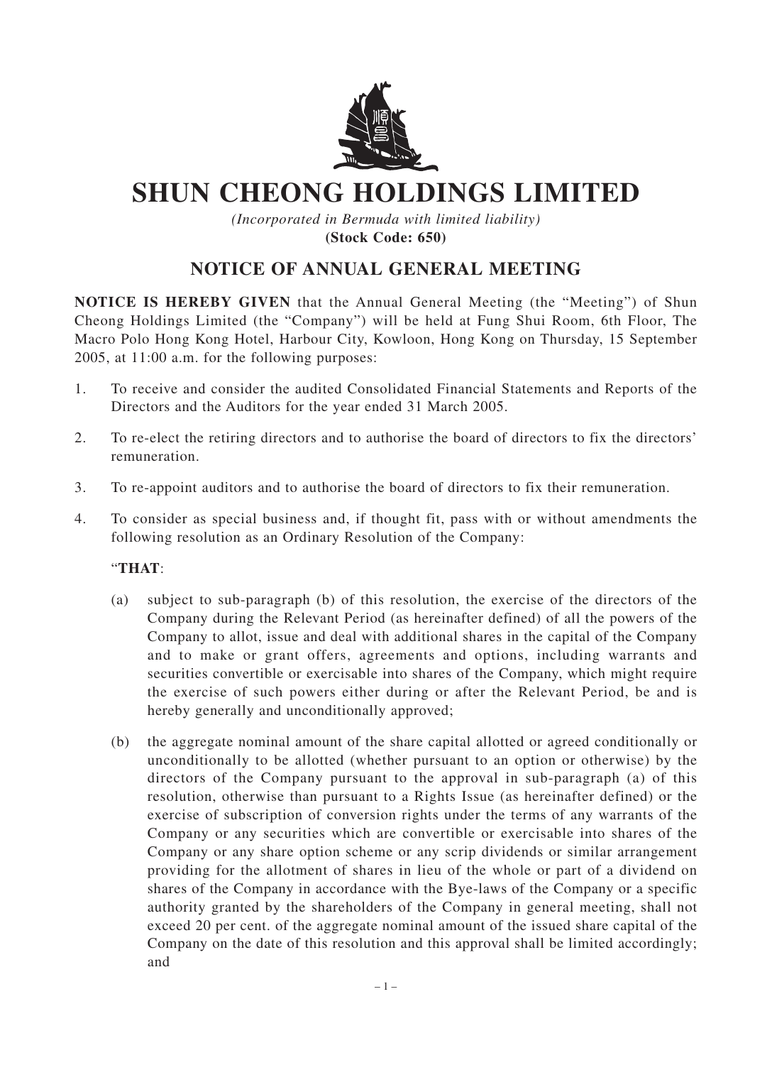# SHUN CHEONG HOLDINGS LIMITED

*(Incorporated in Bermuda with limited liability)*
**(Stock Code: 650)**

## NOTICE OF ANNUAL GENERAL MEETING

**NOTICE IS HEREBY GIVEN** that the Annual General Meeting (the "Meeting") of Shun Cheong Holdings Limited (the "Company") will be held at Fung Shui Room, 6th Floor, The Macro Polo Hong Kong Hotel, Harbour City, Kowloon, Hong Kong on Thursday, 15 September 2005, at 11:00 a.m. for the following purposes:

1. To receive and consider the audited Consolidated Financial Statements and Reports of the Directors and the Auditors for the year ended 31 March 2005.
2. To re-elect the retiring directors and to authorise the board of directors to fix the directors' remuneration.
3. To re-appoint auditors and to authorise the board of directors to fix their remuneration.
4. To consider as special business and, if thought fit, pass with or without amendments the following resolution as an Ordinary Resolution of the Company:

   "**THAT**:

   (a) subject to sub-paragraph (b) of this resolution, the exercise of the directors of the Company during the Relevant Period (as hereinafter defined) of all the powers of the Company to allot, issue and deal with additional shares in the capital of the Company and to make or grant offers, agreements and options, including warrants and securities convertible or exercisable into shares of the Company, which might require the exercise of such powers either during or after the Relevant Period, be and is hereby generally and unconditionally approved;

   (b) the aggregate nominal amount of the share capital allotted or agreed conditionally or unconditionally to be allotted (whether pursuant to an option or otherwise) by the directors of the Company pursuant to the approval in sub-paragraph (a) of this resolution, otherwise than pursuant to a Rights Issue (as hereinafter defined) or the exercise of subscription of conversion rights under the terms of any warrants of the Company or any securities which are convertible or exercisable into shares of the Company or any share option scheme or any scrip dividends or similar arrangement providing for the allotment of shares in lieu of the whole or part of a dividend on shares of the Company in accordance with the Bye-laws of the Company or a specific authority granted by the shareholders of the Company in general meeting, shall not exceed 20 per cent. of the aggregate nominal amount of the issued share capital of the Company on the date of this resolution and this approval shall be limited accordingly; and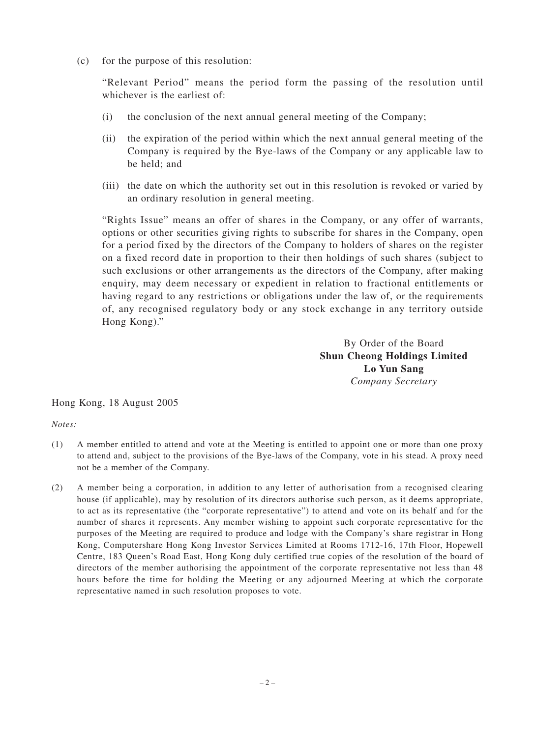(c) for the purpose of this resolution:

"Relevant Period" means the period form the passing of the resolution until whichever is the earliest of:

(i) the conclusion of the next annual general meeting of the Company;

(ii) the expiration of the period within which the next annual general meeting of the Company is required by the Bye-laws of the Company or any applicable law to be held; and

(iii) the date on which the authority set out in this resolution is revoked or varied by an ordinary resolution in general meeting.

"Rights Issue" means an offer of shares in the Company, or any offer of warrants, options or other securities giving rights to subscribe for shares in the Company, open for a period fixed by the directors of the Company to holders of shares on the register on a fixed record date in proportion to their then holdings of such shares (subject to such exclusions or other arrangements as the directors of the Company, after making enquiry, may deem necessary or expedient in relation to fractional entitlements or having regard to any restrictions or obligations under the law of, or the requirements of, any recognised regulatory body or any stock exchange in any territory outside Hong Kong)."

By Order of the Board
**Shun Cheong Holdings Limited**
**Lo Yun Sang**
*Company Secretary*

Hong Kong, 18 August 2005

*Notes:*

(1) A member entitled to attend and vote at the Meeting is entitled to appoint one or more than one proxy to attend and, subject to the provisions of the Bye-laws of the Company, vote in his stead. A proxy need not be a member of the Company.

(2) A member being a corporation, in addition to any letter of authorisation from a recognised clearing house (if applicable), may by resolution of its directors authorise such person, as it deems appropriate, to act as its representative (the "corporate representative") to attend and vote on its behalf and for the number of shares it represents. Any member wishing to appoint such corporate representative for the purposes of the Meeting are required to produce and lodge with the Company's share registrar in Hong Kong, Computershare Hong Kong Investor Services Limited at Rooms 1712-16, 17th Floor, Hopewell Centre, 183 Queen's Road East, Hong Kong duly certified true copies of the resolution of the board of directors of the member authorising the appointment of the corporate representative not less than 48 hours before the time for holding the Meeting or any adjourned Meeting at which the corporate representative named in such resolution proposes to vote.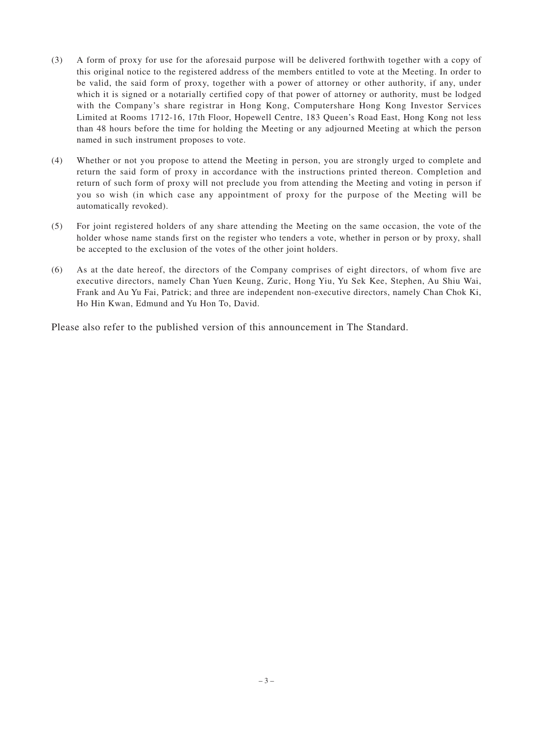(3) A form of proxy for use for the aforesaid purpose will be delivered forthwith together with a copy of this original notice to the registered address of the members entitled to vote at the Meeting. In order to be valid, the said form of proxy, together with a power of attorney or other authority, if any, under which it is signed or a notarially certified copy of that power of attorney or authority, must be lodged with the Company's share registrar in Hong Kong, Computershare Hong Kong Investor Services Limited at Rooms 1712-16, 17th Floor, Hopewell Centre, 183 Queen's Road East, Hong Kong not less than 48 hours before the time for holding the Meeting or any adjourned Meeting at which the person named in such instrument proposes to vote.

(4) Whether or not you propose to attend the Meeting in person, you are strongly urged to complete and return the said form of proxy in accordance with the instructions printed thereon. Completion and return of such form of proxy will not preclude you from attending the Meeting and voting in person if you so wish (in which case any appointment of proxy for the purpose of the Meeting will be automatically revoked).

(5) For joint registered holders of any share attending the Meeting on the same occasion, the vote of the holder whose name stands first on the register who tenders a vote, whether in person or by proxy, shall be accepted to the exclusion of the votes of the other joint holders.

(6) As at the date hereof, the directors of the Company comprises of eight directors, of whom five are executive directors, namely Chan Yuen Keung, Zuric, Hong Yiu, Yu Sek Kee, Stephen, Au Shiu Wai, Frank and Au Yu Fai, Patrick; and three are independent non-executive directors, namely Chan Chok Ki, Ho Hin Kwan, Edmund and Yu Hon To, David.

Please also refer to the published version of this announcement in The Standard.